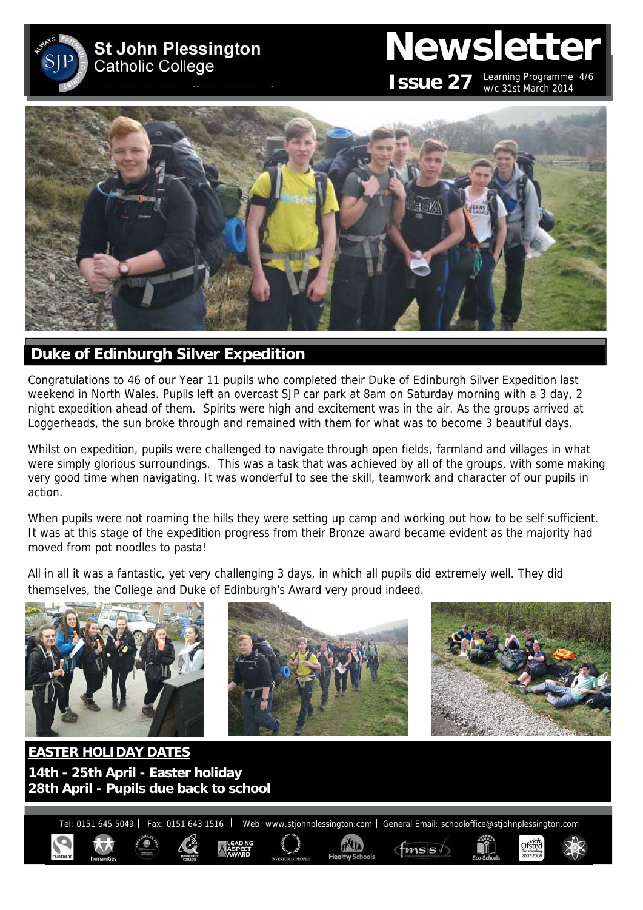# St John Plessington Catholic College

# Newsletter

**Issue 27** Learning Programme 4/6
w/c 31st March 2014

## Duke of Edinburgh Silver Expedition

Congratulations to 46 of our Year 11 pupils who completed their Duke of Edinburgh Silver Expedition last weekend in North Wales. Pupils left an overcast SJP car park at 8am on Saturday morning with a 3 day, 2 night expedition ahead of them. Spirits were high and excitement was in the air. As the groups arrived at Loggerheads, the sun broke through and remained with them for what was to become 3 beautiful days.

Whilst on expedition, pupils were challenged to navigate through open fields, farmland and villages in what were simply glorious surroundings. This was a task that was achieved by all of the groups, with some making very good time when navigating. It was wonderful to see the skill, teamwork and character of our pupils in action.

When pupils were not roaming the hills they were setting up camp and working out how to be self sufficient. It was at this stage of the expedition progress from their Bronze award became evident as the majority had moved from pot noodles to pasta!

All in all it was a fantastic, yet very challenging 3 days, in which all pupils did extremely well. They did themselves, the College and Duke of Edinburgh's Award very proud indeed.

**EASTER HOLIDAY DATES**

**14th - 25th April - Easter holiday**
**28th April - Pupils due back to school**

Tel: 0151 645 5049 | Fax: 0151 643 1516 | Web: www.stjohnplessington.com | General Email: schooloffice@stjohnplessington.com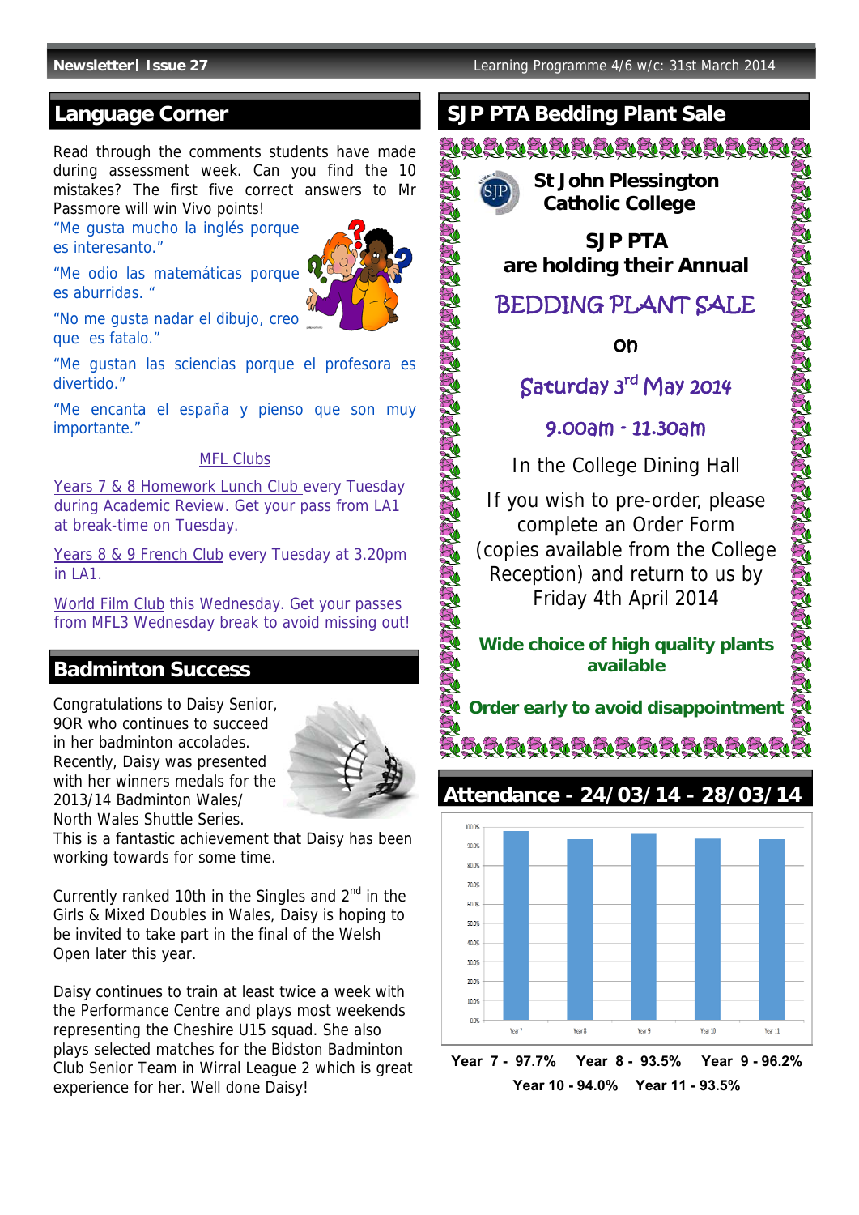## Language Corner

Read through the comments students have made during assessment week. Can you find the 10 mistakes? The first five correct answers to Mr Passmore will win Vivo points!

"Me gusta mucho la inglés porque es interesanto."

"Me odio las matemáticas porque es aburridas. "

"No me gusta nadar el dibujo, creo que es fatalo."

"Me gustan las sciencias porque el profesora es divertido."

"Me encanta el españa y pienso que son muy importante."

MFL Clubs

Years 7 & 8 Homework Lunch Club every Tuesday during Academic Review. Get your pass from LA1 at break-time on Tuesday.

Years 8 & 9 French Club every Tuesday at 3.20pm in LA1.

World Film Club this Wednesday. Get your passes from MFL3 Wednesday break to avoid missing out!

## Badminton Success

Congratulations to Daisy Senior, 9OR who continues to succeed in her badminton accolades. Recently, Daisy was presented with her winners medals for the 2013/14 Badminton Wales/ North Wales Shuttle Series. This is a fantastic achievement that Daisy has been working towards for some time.

Currently ranked 10th in the Singles and 2nd in the Girls & Mixed Doubles in Wales, Daisy is hoping to be invited to take part in the final of the Welsh Open later this year.

Daisy continues to train at least twice a week with the Performance Centre and plays most weekends representing the Cheshire U15 squad. She also plays selected matches for the Bidston Badminton Club Senior Team in Wirral League 2 which is great experience for her. Well done Daisy!

## SJP PTA Bedding Plant Sale

**St John Plessington Catholic College**

**SJP PTA are holding their Annual**

BEDDING PLANT SALE

on

Saturday 3rd May 2014

9.00am - 11.30am

In the College Dining Hall

If you wish to pre-order, please complete an Order Form (copies available from the College Reception) and return to us by Friday 4th April 2014

**Wide choice of high quality plants available**

**Order early to avoid disappointment**

## Attendance - 24/03/14 - 28/03/14

**Year 7 - 97.7%** **Year 8 - 93.5%** **Year 9 - 96.2%** **Year 10 - 94.0%** **Year 11 - 93.5%**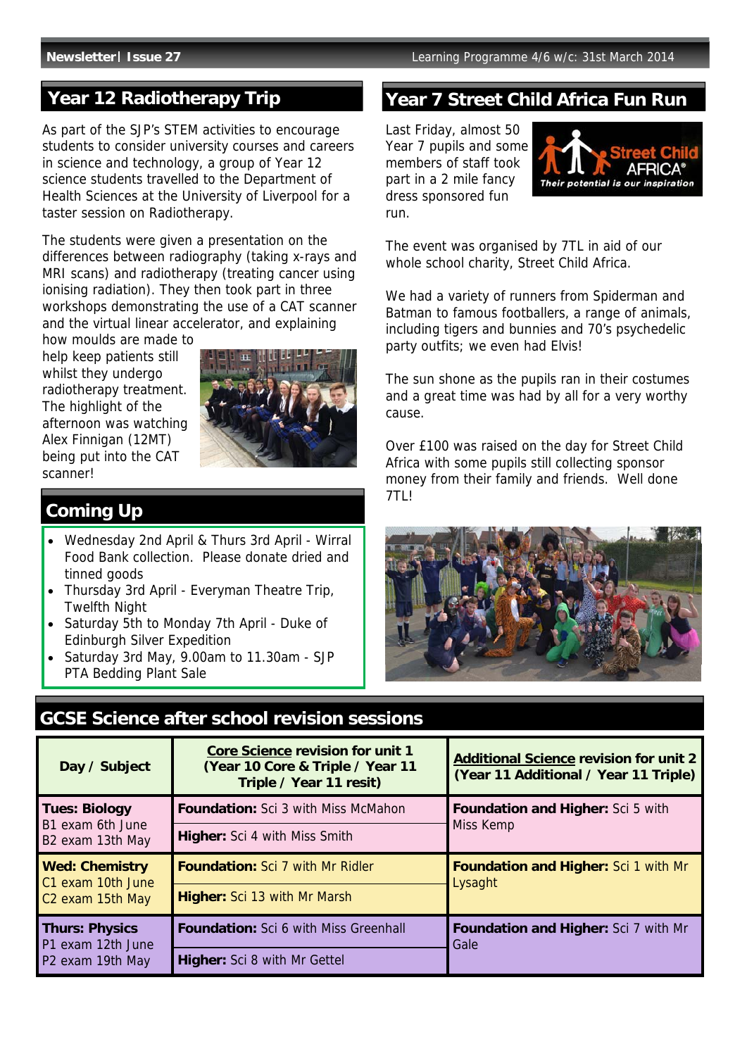## Year 12 Radiotherapy Trip

As part of the SJP's STEM activities to encourage students to consider university courses and careers in science and technology, a group of Year 12 science students travelled to the Department of Health Sciences at the University of Liverpool for a taster session on Radiotherapy.

The students were given a presentation on the differences between radiography (taking x-rays and MRI scans) and radiotherapy (treating cancer using ionising radiation). They then took part in three workshops demonstrating the use of a CAT scanner and the virtual linear accelerator, and explaining how moulds are made to help keep patients still whilst they undergo radiotherapy treatment. The highlight of the afternoon was watching Alex Finnigan (12MT) being put into the CAT scanner!

## Coming Up

- Wednesday 2nd April & Thurs 3rd April - Wirral Food Bank collection. Please donate dried and tinned goods
- Thursday 3rd April - Everyman Theatre Trip, Twelfth Night
- Saturday 5th to Monday 7th April - Duke of Edinburgh Silver Expedition
- Saturday 3rd May, 9.00am to 11.30am - SJP PTA Bedding Plant Sale

## Year 7 Street Child Africa Fun Run

Last Friday, almost 50 Year 7 pupils and some members of staff took part in a 2 mile fancy dress sponsored fun run.

The event was organised by 7TL in aid of our whole school charity, Street Child Africa.

We had a variety of runners from Spiderman and Batman to famous footballers, a range of animals, including tigers and bunnies and 70's psychedelic party outfits; we even had Elvis!

The sun shone as the pupils ran in their costumes and a great time was had by all for a very worthy cause.

Over £100 was raised on the day for Street Child Africa with some pupils still collecting sponsor money from their family and friends. Well done 7TL!

## GCSE Science after school revision sessions

| Day / Subject | Core Science revision for unit 1 (Year 10 Core & Triple / Year 11 Triple / Year 11 resit) | Additional Science revision for unit 2 (Year 11 Additional / Year 11 Triple) |
|---|---|---|
| **Tues: Biology** B1 exam 6th June B2 exam 13th May | **Foundation:** Sci 3 with Miss McMahon | **Foundation and Higher:** Sci 5 with Miss Kemp |
| | **Higher:** Sci 4 with Miss Smith | |
| **Wed: Chemistry** C1 exam 10th June C2 exam 15th May | **Foundation:** Sci 7 with Mr Ridler | **Foundation and Higher:** Sci 1 with Mr Lysaght |
| | **Higher:** Sci 13 with Mr Marsh | |
| **Thurs: Physics** P1 exam 12th June P2 exam 19th May | **Foundation:** Sci 6 with Miss Greenhall | **Foundation and Higher:** Sci 7 with Mr Gale |
| | **Higher:** Sci 8 with Mr Gettel | |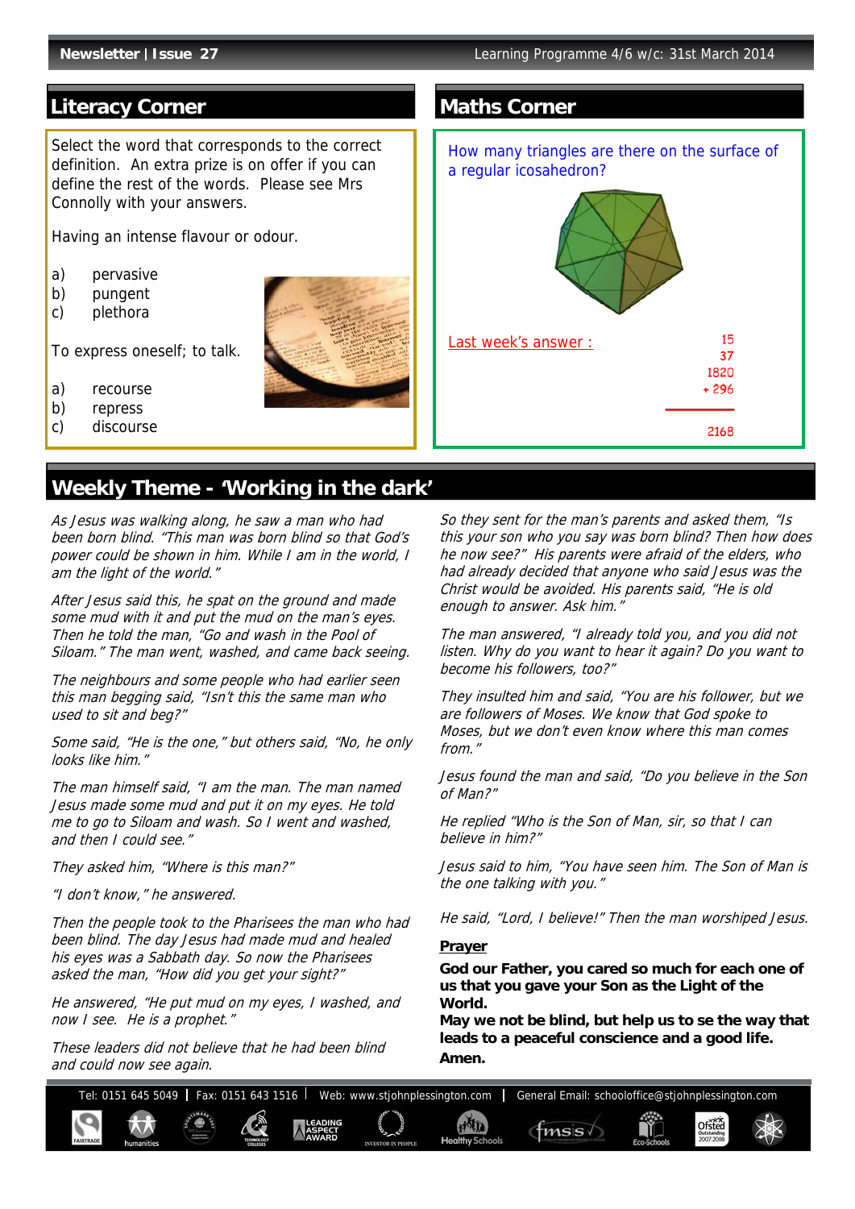**Newsletter | Issue 27** Learning Programme 4/6 w/c: 31st March 2014

## Literacy Corner

Select the word that corresponds to the correct definition. An extra prize is on offer if you can define the rest of the words. Please see Mrs Connolly with your answers.

Having an intense flavour or odour.

a) pervasive
b) pungent
c) plethora

To express oneself; to talk.

a) recourse
b) repress
c) discourse

## Maths Corner

How many triangles are there on the surface of a regular icosahedron?

Last week's answer :

```
   15
   37
 1820
+ 296
─────
 2168
```

## Weekly Theme - 'Working in the dark'

*As Jesus was walking along, he saw a man who had been born blind. "This man was born blind so that God's power could be shown in him. While I am in the world, I am the light of the world."*

*After Jesus said this, he spat on the ground and made some mud with it and put the mud on the man's eyes. Then he told the man, "Go and wash in the Pool of Siloam." The man went, washed, and came back seeing.*

*The neighbours and some people who had earlier seen this man begging said, "Isn't this the same man who used to sit and beg?"*

*Some said, "He is the one," but others said, "No, he only looks like him."*

*The man himself said, "I am the man. The man named Jesus made some mud and put it on my eyes. He told me to go to Siloam and wash. So I went and washed, and then I could see."*

*They asked him, "Where is this man?"*

*"I don't know," he answered.*

*Then the people took to the Pharisees the man who had been blind. The day Jesus had made mud and healed his eyes was a Sabbath day. So now the Pharisees asked the man, "How did you get your sight?"*

*He answered, "He put mud on my eyes, I washed, and now I see. He is a prophet."*

*These leaders did not believe that he had been blind and could now see again.*

*So they sent for the man's parents and asked them, "Is this your son who you say was born blind? Then how does he now see?" His parents were afraid of the elders, who had already decided that anyone who said Jesus was the Christ would be avoided. His parents said, "He is old enough to answer. Ask him."*

*The man answered, "I already told you, and you did not listen. Why do you want to hear it again? Do you want to become his followers, too?"*

*They insulted him and said, "You are his follower, but we are followers of Moses. We know that God spoke to Moses, but we don't even know where this man comes from."*

*Jesus found the man and said, "Do you believe in the Son of Man?"*

*He replied "Who is the Son of Man, sir, so that I can believe in him?"*

*Jesus said to him, "You have seen him. The Son of Man is the one talking with you."*

*He said, "Lord, I believe!" Then the man worshiped Jesus.*

**Prayer**

**God our Father, you cared so much for each one of us that you gave your Son as the Light of the World.**
**May we not be blind, but help us to se the way that leads to a peaceful conscience and a good life.**
**Amen.**

Tel: 0151 645 5049 | Fax: 0151 643 1516 | Web: www.stjohnplessington.com | General Email: schooloffice@stjohnplessington.com